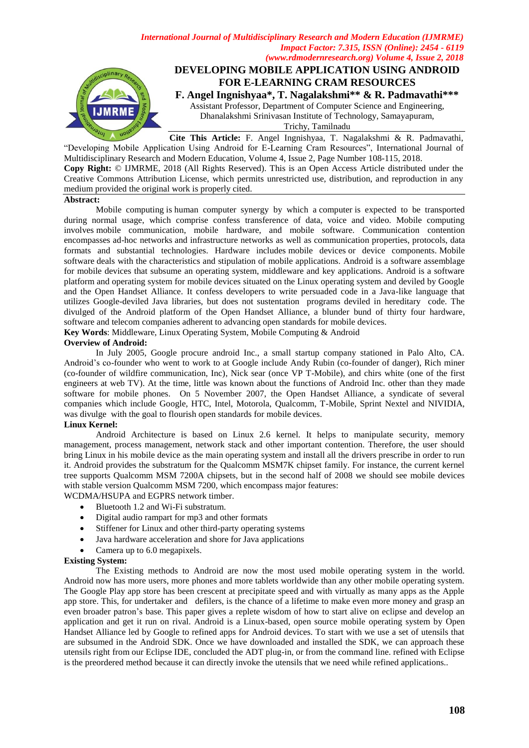# DEVELOPING MOBILE APPLICATION USING ANDROID FOR E-LEARNING CRAM RESOURCES

**F. Angel Ingnishyaa\*, T. Nagalakshmi\*\* & R. Padmavathi\*\*\***

Assistant Professor, Department of Computer Science and Engineering, Dhanalakshmi Srinivasan Institute of Technology, Samayapuram, Trichy, Tamilnadu

**Cite This Article:** F. Angel Ingnishyaa, T. Nagalakshmi & R. Padmavathi, "Developing Mobile Application Using Android for E-Learning Cram Resources", International Journal of Multidisciplinary Research and Modern Education, Volume 4, Issue 2, Page Number 108-115, 2018.

**Copy Right:** © IJMRME, 2018 (All Rights Reserved). This is an Open Access Article distributed under the Creative Commons Attribution License, which permits unrestricted use, distribution, and reproduction in any medium provided the original work is properly cited.

**Abstract:**

Mobile computing is human computer synergy by which a computer is expected to be transported during normal usage, which comprise confess transference of data, voice and video. Mobile computing involves mobile communication, mobile hardware, and mobile software. Communication contention encompasses ad-hoc networks and infrastructure networks as well as communication properties, protocols, data formats and substantial technologies. Hardware includes mobile devices or device components. Mobile software deals with the characteristics and stipulation of mobile applications. Android is a software assemblage for mobile devices that subsume an operating system, middleware and key applications. Android is a software platform and operating system for mobile devices situated on the Linux operating system and deviled by Google and the Open Handset Alliance. It confess developers to write persuaded code in a Java-like language that utilizes Google-deviled Java libraries, but does not sustentation programs deviled in hereditary code. The divulged of the Android platform of the Open Handset Alliance, a blunder bund of thirty four hardware, software and telecom companies adherent to advancing open standards for mobile devices.

**Key Words**: Middleware, Linux Operating System, Mobile Computing & Android

**Overview of Android:**

In July 2005, Google procure android Inc., a small startup company stationed in Palo Alto, CA. Android's co-founder who went to work to at Google include Andy Rubin (co-founder of danger), Rich miner (co-founder of wildfire communication, Inc), Nick sear (once VP T-Mobile), and chirs white (one of the first engineers at web TV). At the time, little was known about the functions of Android Inc. other than they made software for mobile phones. On 5 November 2007, the Open Handset Alliance, a syndicate of several companies which include Google, HTC, Intel, Motorola, Qualcomm, T-Mobile, Sprint Nextel and NIVIDIA, was divulge with the goal to flourish open standards for mobile devices.

**Linux Kernel:**

Android Architecture is based on Linux 2.6 kernel. It helps to manipulate security, memory management, process management, network stack and other important contention. Therefore, the user should bring Linux in his mobile device as the main operating system and install all the drivers prescribe in order to run it. Android provides the substratum for the Qualcomm MSM7K chipset family. For instance, the current kernel tree supports Qualcomm MSM 7200A chipsets, but in the second half of 2008 we should see mobile devices with stable version Qualcomm MSM 7200, which encompass major features:

WCDMA/HSUPA and EGPRS network timber.

- Bluetooth 1.2 and Wi-Fi substratum.
- Digital audio rampart for mp3 and other formats
- Stiffener for Linux and other third-party operating systems
- Java hardware acceleration and shore for Java applications
- Camera up to 6.0 megapixels.

**Existing System:**

The Existing methods to Android are now the most used mobile operating system in the world. Android now has more users, more phones and more tablets worldwide than any other mobile operating system. The Google Play app store has been crescent at precipitate speed and with virtually as many apps as the Apple app store. This, for undertaker and defilers, is the chance of a lifetime to make even more money and grasp an even broader patron's base. This paper gives a replete wisdom of how to start alive on eclipse and develop an application and get it run on rival. Android is a Linux-based, open source mobile operating system by Open Handset Alliance led by Google to refined apps for Android devices. To start with we use a set of utensils that are subsumed in the Android SDK. Once we have downloaded and installed the SDK, we can approach these utensils right from our Eclipse IDE, concluded the ADT plug-in, or from the command line. refined with Eclipse is the preordered method because it can directly invoke the utensils that we need while refined applications..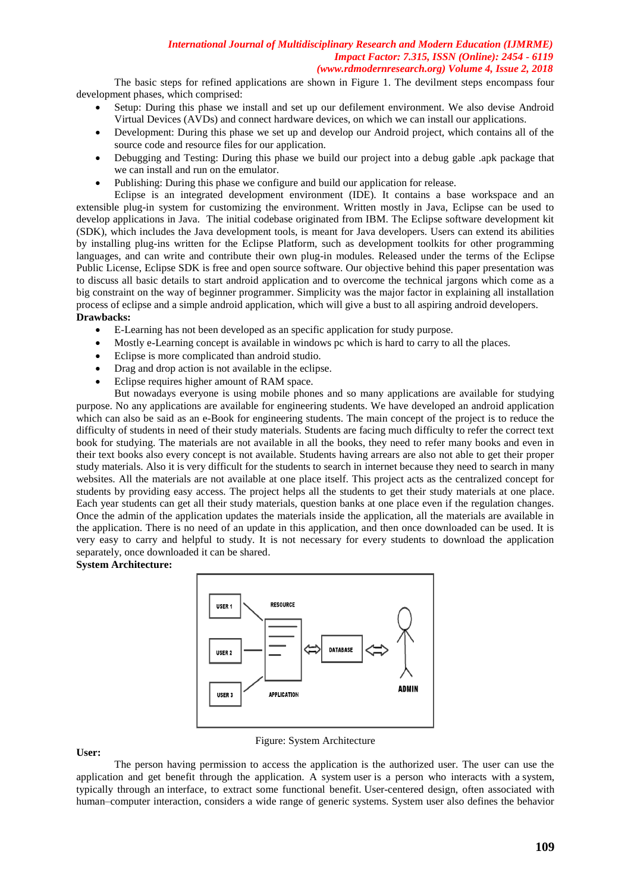The basic steps for refined applications are shown in Figure 1. The devilment steps encompass four development phases, which comprised:

- Setup: During this phase we install and set up our defilement environment. We also devise Android Virtual Devices (AVDs) and connect hardware devices, on which we can install our applications.
- Development: During this phase we set up and develop our Android project, which contains all of the source code and resource files for our application.
- Debugging and Testing: During this phase we build our project into a debug gable .apk package that we can install and run on the emulator.
- Publishing: During this phase we configure and build our application for release.

Eclipse is an integrated development environment (IDE). It contains a base workspace and an extensible plug-in system for customizing the environment. Written mostly in Java, Eclipse can be used to develop applications in Java. The initial codebase originated from IBM. The Eclipse software development kit (SDK), which includes the Java development tools, is meant for Java developers. Users can extend its abilities by installing plug-ins written for the Eclipse Platform, such as development toolkits for other programming languages, and can write and contribute their own plug-in modules. Released under the terms of the Eclipse Public License, Eclipse SDK is free and open source software. Our objective behind this paper presentation was to discuss all basic details to start android application and to overcome the technical jargons which come as a big constraint on the way of beginner programmer. Simplicity was the major factor in explaining all installation process of eclipse and a simple android application, which will give a bust to all aspiring android developers.

**Drawbacks:**

- E-Learning has not been developed as an specific application for study purpose.
- Mostly e-Learning concept is available in windows pc which is hard to carry to all the places.
- Eclipse is more complicated than android studio.
- Drag and drop action is not available in the eclipse.
- Eclipse requires higher amount of RAM space.

But nowadays everyone is using mobile phones and so many applications are available for studying purpose. No any applications are available for engineering students. We have developed an android application which can also be said as an e-Book for engineering students. The main concept of the project is to reduce the difficulty of students in need of their study materials. Students are facing much difficulty to refer the correct text book for studying. The materials are not available in all the books, they need to refer many books and even in their text books also every concept is not available. Students having arrears are also not able to get their proper study materials. Also it is very difficult for the students to search in internet because they need to search in many websites. All the materials are not available at one place itself. This project acts as the centralized concept for students by providing easy access. The project helps all the students to get their study materials at one place. Each year students can get all their study materials, question banks at one place even if the regulation changes. Once the admin of the application updates the materials inside the application, all the materials are available in the application. There is no need of an update in this application, and then once downloaded can be used. It is very easy to carry and helpful to study. It is not necessary for every students to download the application separately, once downloaded it can be shared.

**System Architecture:**

Figure: System Architecture

**User:**

The person having permission to access the application is the authorized user. The user can use the application and get benefit through the application. A system user is a person who interacts with a system, typically through an interface, to extract some functional benefit. User-centered design, often associated with human–computer interaction, considers a wide range of generic systems. System user also defines the behavior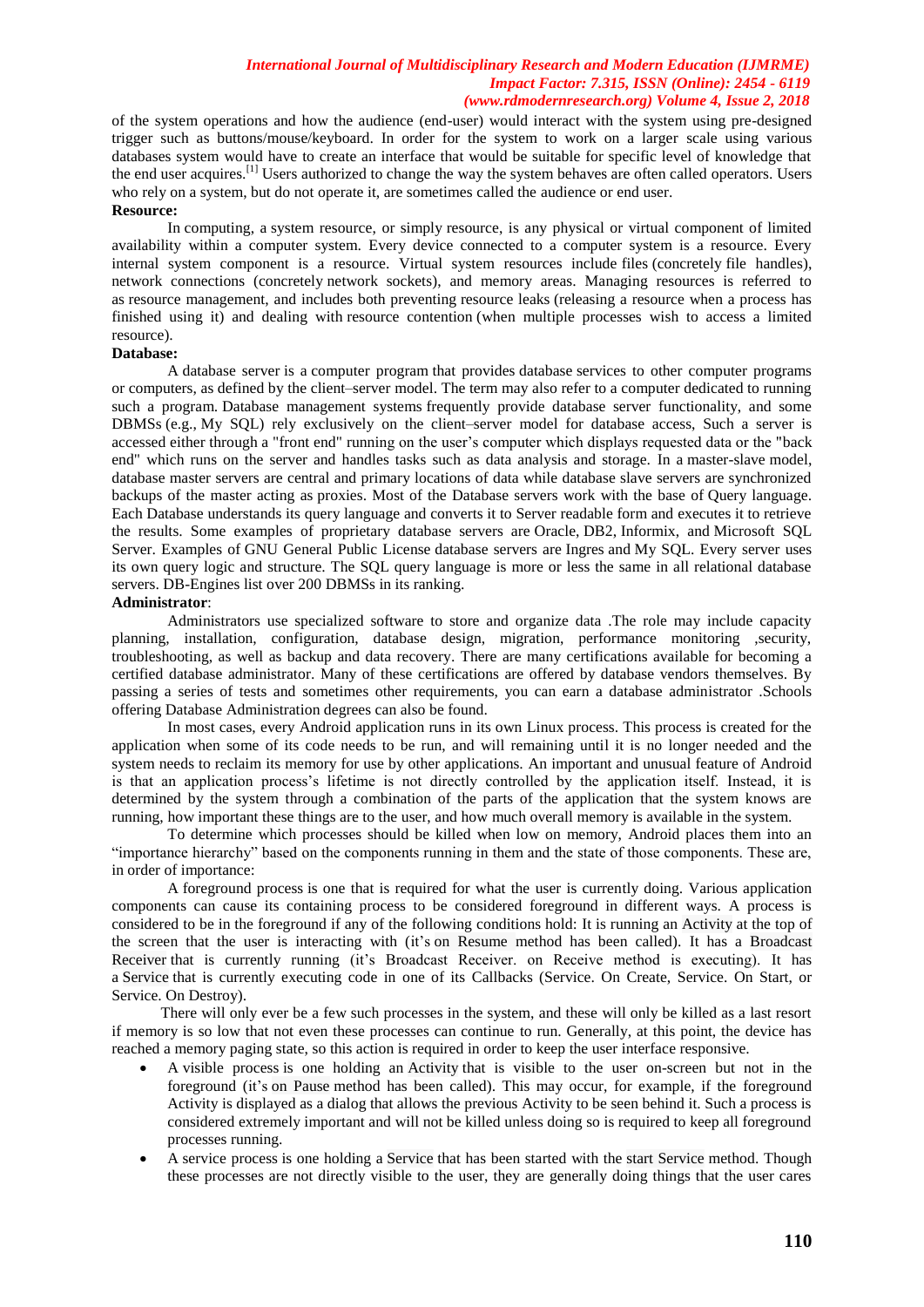of the system operations and how the audience (end-user) would interact with the system using pre-designed trigger such as buttons/mouse/keyboard. In order for the system to work on a larger scale using various databases system would have to create an interface that would be suitable for specific level of knowledge that the end user acquires.[1] Users authorized to change the way the system behaves are often called operators. Users who rely on a system, but do not operate it, are sometimes called the audience or end user.

**Resource:**

In computing, a system resource, or simply resource, is any physical or virtual component of limited availability within a computer system. Every device connected to a computer system is a resource. Every internal system component is a resource. Virtual system resources include files (concretely file handles), network connections (concretely network sockets), and memory areas. Managing resources is referred to as resource management, and includes both preventing resource leaks (releasing a resource when a process has finished using it) and dealing with resource contention (when multiple processes wish to access a limited resource).

**Database:**

A database server is a computer program that provides database services to other computer programs or computers, as defined by the client–server model. The term may also refer to a computer dedicated to running such a program. Database management systems frequently provide database server functionality, and some DBMSs (e.g., My SQL) rely exclusively on the client–server model for database access, Such a server is accessed either through a "front end" running on the user's computer which displays requested data or the "back end" which runs on the server and handles tasks such as data analysis and storage. In a master-slave model, database master servers are central and primary locations of data while database slave servers are synchronized backups of the master acting as proxies. Most of the Database servers work with the base of Query language. Each Database understands its query language and converts it to Server readable form and executes it to retrieve the results. Some examples of proprietary database servers are Oracle, DB2, Informix, and Microsoft SQL Server. Examples of GNU General Public License database servers are Ingres and My SQL. Every server uses its own query logic and structure. The SQL query language is more or less the same in all relational database servers. DB-Engines list over 200 DBMSs in its ranking.

**Administrator**:

Administrators use specialized software to store and organize data .The role may include capacity planning, installation, configuration, database design, migration, performance monitoring ,security, troubleshooting, as well as backup and data recovery. There are many certifications available for becoming a certified database administrator. Many of these certifications are offered by database vendors themselves. By passing a series of tests and sometimes other requirements, you can earn a database administrator .Schools offering Database Administration degrees can also be found.

In most cases, every Android application runs in its own Linux process. This process is created for the application when some of its code needs to be run, and will remaining until it is no longer needed and the system needs to reclaim its memory for use by other applications. An important and unusual feature of Android is that an application process's lifetime is not directly controlled by the application itself. Instead, it is determined by the system through a combination of the parts of the application that the system knows are running, how important these things are to the user, and how much overall memory is available in the system.

To determine which processes should be killed when low on memory, Android places them into an "importance hierarchy" based on the components running in them and the state of those components. These are, in order of importance:

A foreground process is one that is required for what the user is currently doing. Various application components can cause its containing process to be considered foreground in different ways. A process is considered to be in the foreground if any of the following conditions hold: It is running an Activity at the top of the screen that the user is interacting with (it's on Resume method has been called). It has a Broadcast Receiver that is currently running (it's Broadcast Receiver. on Receive method is executing). It has a Service that is currently executing code in one of its Callbacks (Service. On Create, Service. On Start, or Service. On Destroy).

There will only ever be a few such processes in the system, and these will only be killed as a last resort if memory is so low that not even these processes can continue to run. Generally, at this point, the device has reached a memory paging state, so this action is required in order to keep the user interface responsive.

- A visible process is one holding an Activity that is visible to the user on-screen but not in the foreground (it's on Pause method has been called). This may occur, for example, if the foreground Activity is displayed as a dialog that allows the previous Activity to be seen behind it. Such a process is considered extremely important and will not be killed unless doing so is required to keep all foreground processes running.
- A service process is one holding a Service that has been started with the start Service method. Though these processes are not directly visible to the user, they are generally doing things that the user cares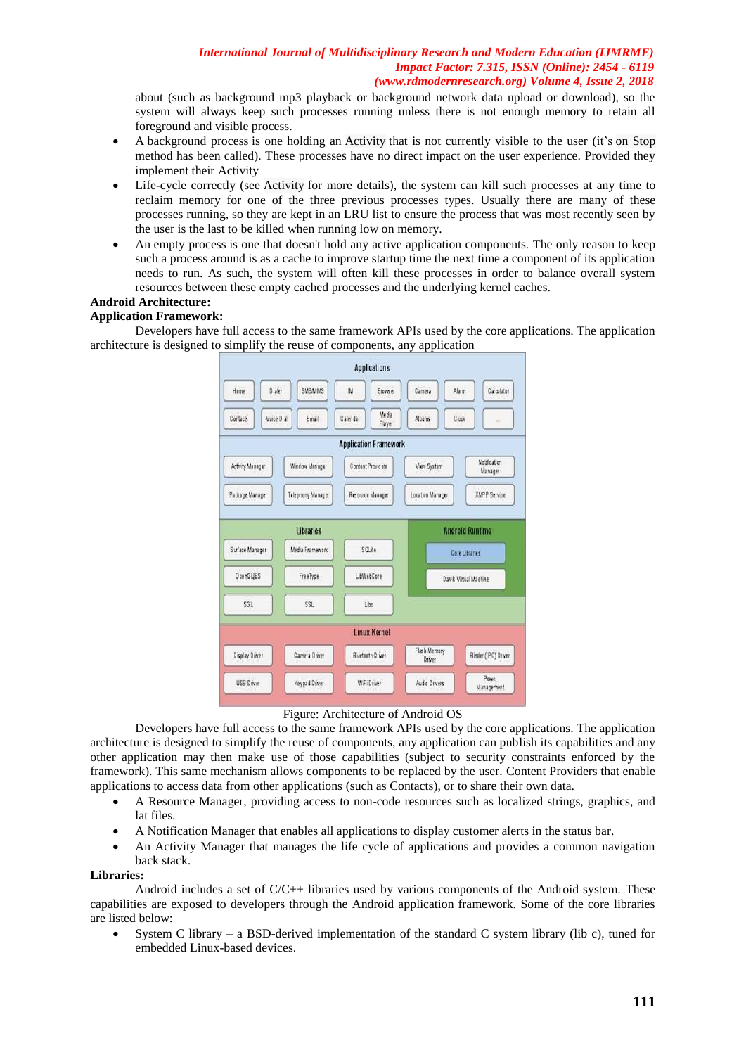about (such as background mp3 playback or background network data upload or download), so the system will always keep such processes running unless there is not enough memory to retain all foreground and visible process.

- A background process is one holding an Activity that is not currently visible to the user (it's on Stop method has been called). These processes have no direct impact on the user experience. Provided they implement their Activity
- Life-cycle correctly (see Activity for more details), the system can kill such processes at any time to reclaim memory for one of the three previous processes types. Usually there are many of these processes running, so they are kept in an LRU list to ensure the process that was most recently seen by the user is the last to be killed when running low on memory.
- An empty process is one that doesn't hold any active application components. The only reason to keep such a process around is as a cache to improve startup time the next time a component of its application needs to run. As such, the system will often kill these processes in order to balance overall system resources between these empty cached processes and the underlying kernel caches.

**Android Architecture:**

**Application Framework:**

Developers have full access to the same framework APIs used by the core applications. The application architecture is designed to simplify the reuse of components, any application

Figure: Architecture of Android OS

Developers have full access to the same framework APIs used by the core applications. The application architecture is designed to simplify the reuse of components, any application can publish its capabilities and any other application may then make use of those capabilities (subject to security constraints enforced by the framework). This same mechanism allows components to be replaced by the user. Content Providers that enable applications to access data from other applications (such as Contacts), or to share their own data.

- A Resource Manager, providing access to non-code resources such as localized strings, graphics, and lat files.
- A Notification Manager that enables all applications to display customer alerts in the status bar.
- An Activity Manager that manages the life cycle of applications and provides a common navigation back stack.

**Libraries:**

Android includes a set of C/C++ libraries used by various components of the Android system. These capabilities are exposed to developers through the Android application framework. Some of the core libraries are listed below:

- System C library – a BSD-derived implementation of the standard C system library (lib c), tuned for embedded Linux-based devices.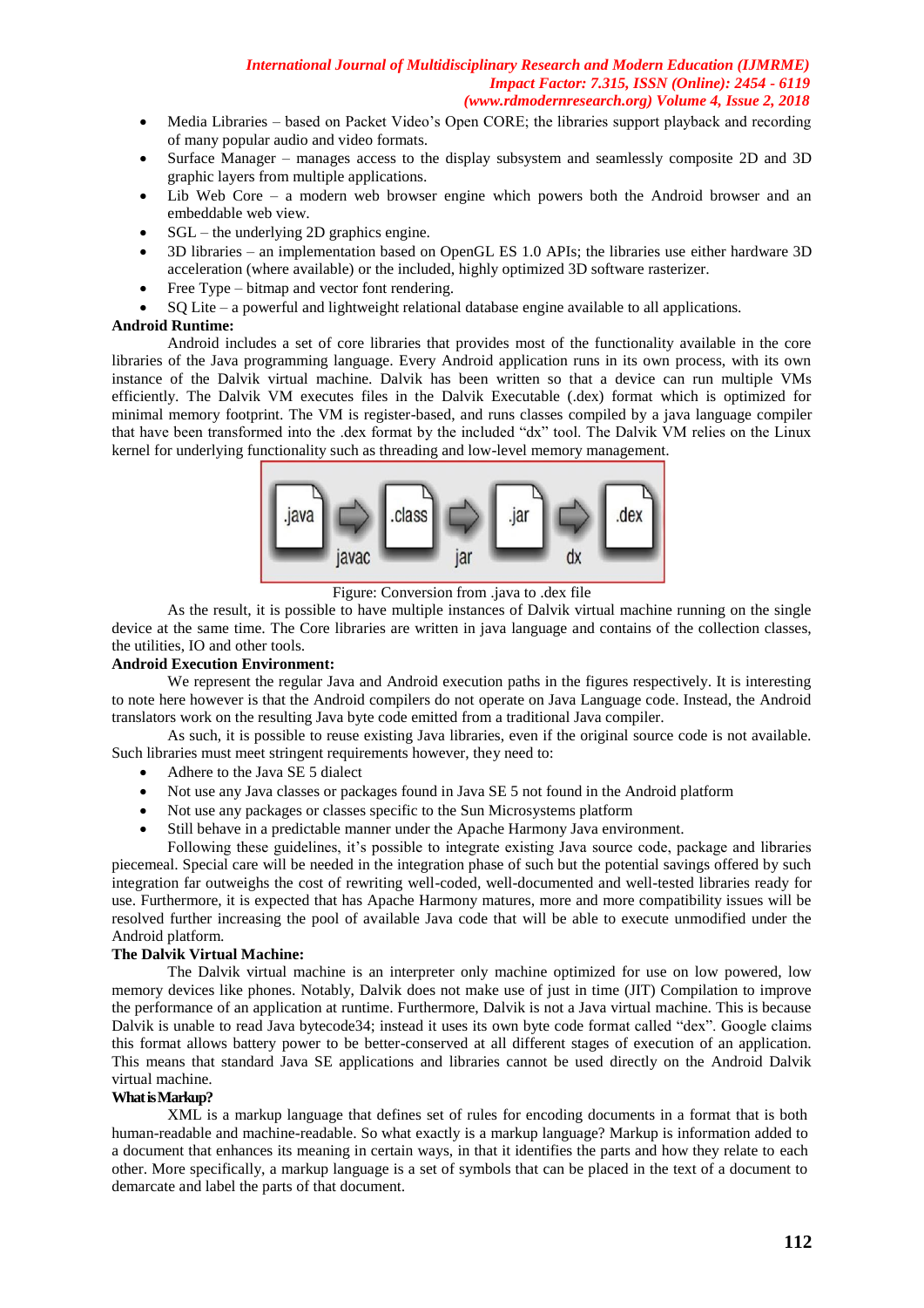- Media Libraries – based on Packet Video's Open CORE; the libraries support playback and recording of many popular audio and video formats.
- Surface Manager – manages access to the display subsystem and seamlessly composite 2D and 3D graphic layers from multiple applications.
- Lib Web Core – a modern web browser engine which powers both the Android browser and an embeddable web view.
- SGL – the underlying 2D graphics engine.
- 3D libraries – an implementation based on OpenGL ES 1.0 APIs; the libraries use either hardware 3D acceleration (where available) or the included, highly optimized 3D software rasterizer.
- Free Type – bitmap and vector font rendering.
- SQ Lite – a powerful and lightweight relational database engine available to all applications.

**Android Runtime:**

Android includes a set of core libraries that provides most of the functionality available in the core libraries of the Java programming language. Every Android application runs in its own process, with its own instance of the Dalvik virtual machine. Dalvik has been written so that a device can run multiple VMs efficiently. The Dalvik VM executes files in the Dalvik Executable (.dex) format which is optimized for minimal memory footprint. The VM is register-based, and runs classes compiled by a java language compiler that have been transformed into the .dex format by the included "dx" tool. The Dalvik VM relies on the Linux kernel for underlying functionality such as threading and low-level memory management.

.java → javac → .class → jar → .jar → dx → .dex

Figure: Conversion from .java to .dex file

As the result, it is possible to have multiple instances of Dalvik virtual machine running on the single device at the same time. The Core libraries are written in java language and contains of the collection classes, the utilities, IO and other tools.

**Android Execution Environment:**

We represent the regular Java and Android execution paths in the figures respectively. It is interesting to note here however is that the Android compilers do not operate on Java Language code. Instead, the Android translators work on the resulting Java byte code emitted from a traditional Java compiler.

As such, it is possible to reuse existing Java libraries, even if the original source code is not available. Such libraries must meet stringent requirements however, they need to:

- Adhere to the Java SE 5 dialect
- Not use any Java classes or packages found in Java SE 5 not found in the Android platform
- Not use any packages or classes specific to the Sun Microsystems platform
- Still behave in a predictable manner under the Apache Harmony Java environment.

Following these guidelines, it's possible to integrate existing Java source code, package and libraries piecemeal. Special care will be needed in the integration phase of such but the potential savings offered by such integration far outweighs the cost of rewriting well-coded, well-documented and well-tested libraries ready for use. Furthermore, it is expected that has Apache Harmony matures, more and more compatibility issues will be resolved further increasing the pool of available Java code that will be able to execute unmodified under the Android platform.

**The Dalvik Virtual Machine:**

The Dalvik virtual machine is an interpreter only machine optimized for use on low powered, low memory devices like phones. Notably, Dalvik does not make use of just in time (JIT) Compilation to improve the performance of an application at runtime. Furthermore, Dalvik is not a Java virtual machine. This is because Dalvik is unable to read Java bytecode34; instead it uses its own byte code format called "dex". Google claims this format allows battery power to be better-conserved at all different stages of execution of an application. This means that standard Java SE applications and libraries cannot be used directly on the Android Dalvik virtual machine.

**What is Markup?**

XML is a markup language that defines set of rules for encoding documents in a format that is both human-readable and machine-readable. So what exactly is a markup language? Markup is information added to a document that enhances its meaning in certain ways, in that it identifies the parts and how they relate to each other. More specifically, a markup language is a set of symbols that can be placed in the text of a document to demarcate and label the parts of that document.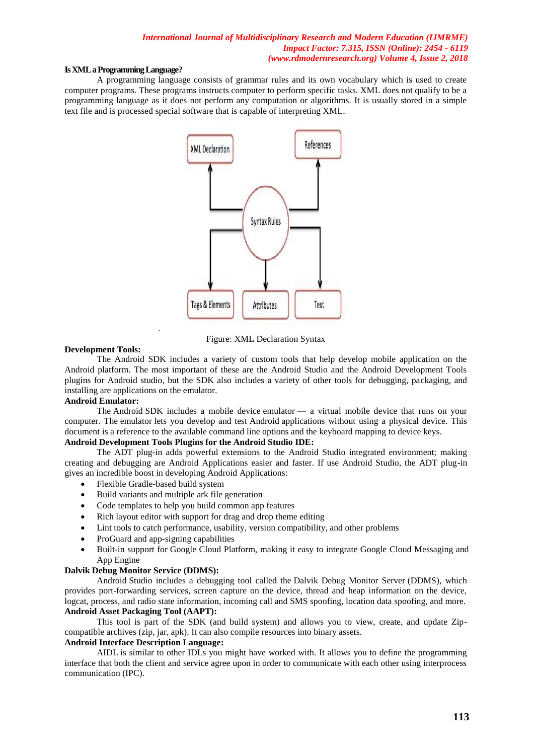**Is XML a Programming Language?**

A programming language consists of grammar rules and its own vocabulary which is used to create computer programs. These programs instructs computer to perform specific tasks. XML does not qualify to be a programming language as it does not perform any computation or algorithms. It is usually stored in a simple text file and is processed special software that is capable of interpreting XML.

Figure: XML Declaration Syntax

**Development Tools:**

The Android SDK includes a variety of custom tools that help develop mobile application on the Android platform. The most important of these are the Android Studio and the Android Development Tools plugins for Android studio, but the SDK also includes a variety of other tools for debugging, packaging, and installing are applications on the emulator.

**Android Emulator:**

The Android SDK includes a mobile device emulator — a virtual mobile device that runs on your computer. The emulator lets you develop and test Android applications without using a physical device. This document is a reference to the available command line options and the keyboard mapping to device keys.

**Android Development Tools Plugins for the Android Studio IDE:**

The ADT plug-in adds powerful extensions to the Android Studio integrated environment; making creating and debugging are Android Applications easier and faster. If use Android Studio, the ADT plug-in gives an incredible boost in developing Android Applications:

- Flexible Gradle-based build system
- Build variants and multiple ark file generation
- Code templates to help you build common app features
- Rich layout editor with support for drag and drop theme editing
- Lint tools to catch performance, usability, version compatibility, and other problems
- ProGuard and app-signing capabilities
- Built-in support for Google Cloud Platform, making it easy to integrate Google Cloud Messaging and App Engine

**Dalvik Debug Monitor Service (DDMS):**

Android Studio includes a debugging tool called the Dalvik Debug Monitor Server (DDMS), which provides port-forwarding services, screen capture on the device, thread and heap information on the device, logcat, process, and radio state information, incoming call and SMS spoofing, location data spoofing, and more.

**Android Asset Packaging Tool (AAPT):**

This tool is part of the SDK (and build system) and allows you to view, create, and update Zip-compatible archives (zip, jar, apk). It can also compile resources into binary assets.

**Android Interface Description Language:**

AIDL is similar to other IDLs you might have worked with. It allows you to define the programming interface that both the client and service agree upon in order to communicate with each other using interprocess communication (IPC).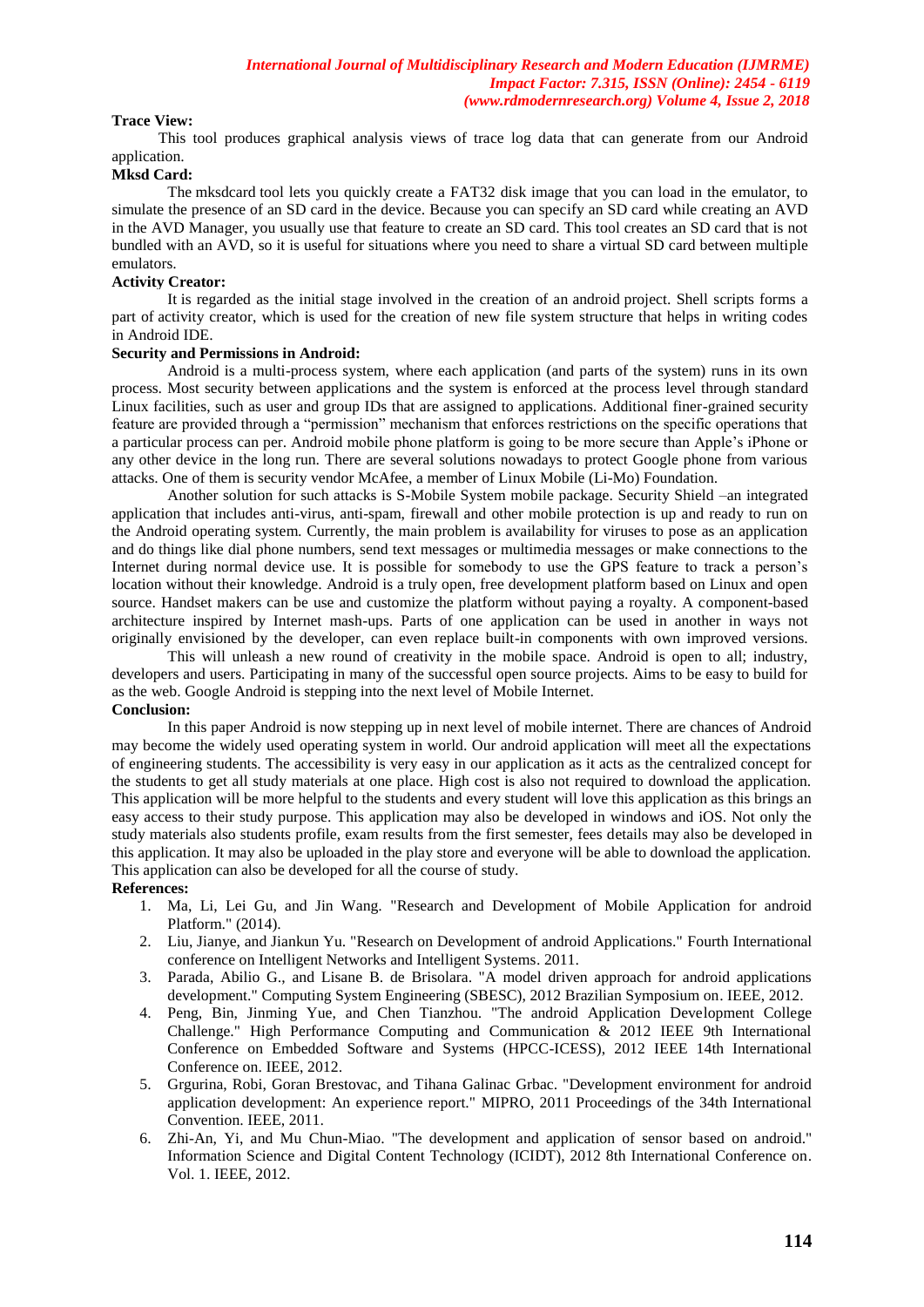**Trace View:**

This tool produces graphical analysis views of trace log data that can generate from our Android application.

**Mksd Card:**

The mksdcard tool lets you quickly create a FAT32 disk image that you can load in the emulator, to simulate the presence of an SD card in the device. Because you can specify an SD card while creating an AVD in the AVD Manager, you usually use that feature to create an SD card. This tool creates an SD card that is not bundled with an AVD, so it is useful for situations where you need to share a virtual SD card between multiple emulators.

**Activity Creator:**

It is regarded as the initial stage involved in the creation of an android project. Shell scripts forms a part of activity creator, which is used for the creation of new file system structure that helps in writing codes in Android IDE.

**Security and Permissions in Android:**

Android is a multi-process system, where each application (and parts of the system) runs in its own process. Most security between applications and the system is enforced at the process level through standard Linux facilities, such as user and group IDs that are assigned to applications. Additional finer-grained security feature are provided through a "permission" mechanism that enforces restrictions on the specific operations that a particular process can per. Android mobile phone platform is going to be more secure than Apple's iPhone or any other device in the long run. There are several solutions nowadays to protect Google phone from various attacks. One of them is security vendor McAfee, a member of Linux Mobile (Li-Mo) Foundation.

Another solution for such attacks is S-Mobile System mobile package. Security Shield –an integrated application that includes anti-virus, anti-spam, firewall and other mobile protection is up and ready to run on the Android operating system. Currently, the main problem is availability for viruses to pose as an application and do things like dial phone numbers, send text messages or multimedia messages or make connections to the Internet during normal device use. It is possible for somebody to use the GPS feature to track a person's location without their knowledge. Android is a truly open, free development platform based on Linux and open source. Handset makers can be use and customize the platform without paying a royalty. A component-based architecture inspired by Internet mash-ups. Parts of one application can be used in another in ways not originally envisioned by the developer, can even replace built-in components with own improved versions.

This will unleash a new round of creativity in the mobile space. Android is open to all; industry, developers and users. Participating in many of the successful open source projects. Aims to be easy to build for as the web. Google Android is stepping into the next level of Mobile Internet.

**Conclusion:**

In this paper Android is now stepping up in next level of mobile internet. There are chances of Android may become the widely used operating system in world. Our android application will meet all the expectations of engineering students. The accessibility is very easy in our application as it acts as the centralized concept for the students to get all study materials at one place. High cost is also not required to download the application. This application will be more helpful to the students and every student will love this application as this brings an easy access to their study purpose. This application may also be developed in windows and iOS. Not only the study materials also students profile, exam results from the first semester, fees details may also be developed in this application. It may also be uploaded in the play store and everyone will be able to download the application. This application can also be developed for all the course of study.

**References:**

1. Ma, Li, Lei Gu, and Jin Wang. "Research and Development of Mobile Application for android Platform." (2014).
2. Liu, Jianye, and Jiankun Yu. "Research on Development of android Applications." Fourth International conference on Intelligent Networks and Intelligent Systems. 2011.
3. Parada, Abilio G., and Lisane B. de Brisolara. "A model driven approach for android applications development." Computing System Engineering (SBESC), 2012 Brazilian Symposium on. IEEE, 2012.
4. Peng, Bin, Jinming Yue, and Chen Tianzhou. "The android Application Development College Challenge." High Performance Computing and Communication & 2012 IEEE 9th International Conference on Embedded Software and Systems (HPCC-ICESS), 2012 IEEE 14th International Conference on. IEEE, 2012.
5. Grgurina, Robi, Goran Brestovac, and Tihana Galinac Grbac. "Development environment for android application development: An experience report." MIPRO, 2011 Proceedings of the 34th International Convention. IEEE, 2011.
6. Zhi-An, Yi, and Mu Chun-Miao. "The development and application of sensor based on android." Information Science and Digital Content Technology (ICIDT), 2012 8th International Conference on. Vol. 1. IEEE, 2012.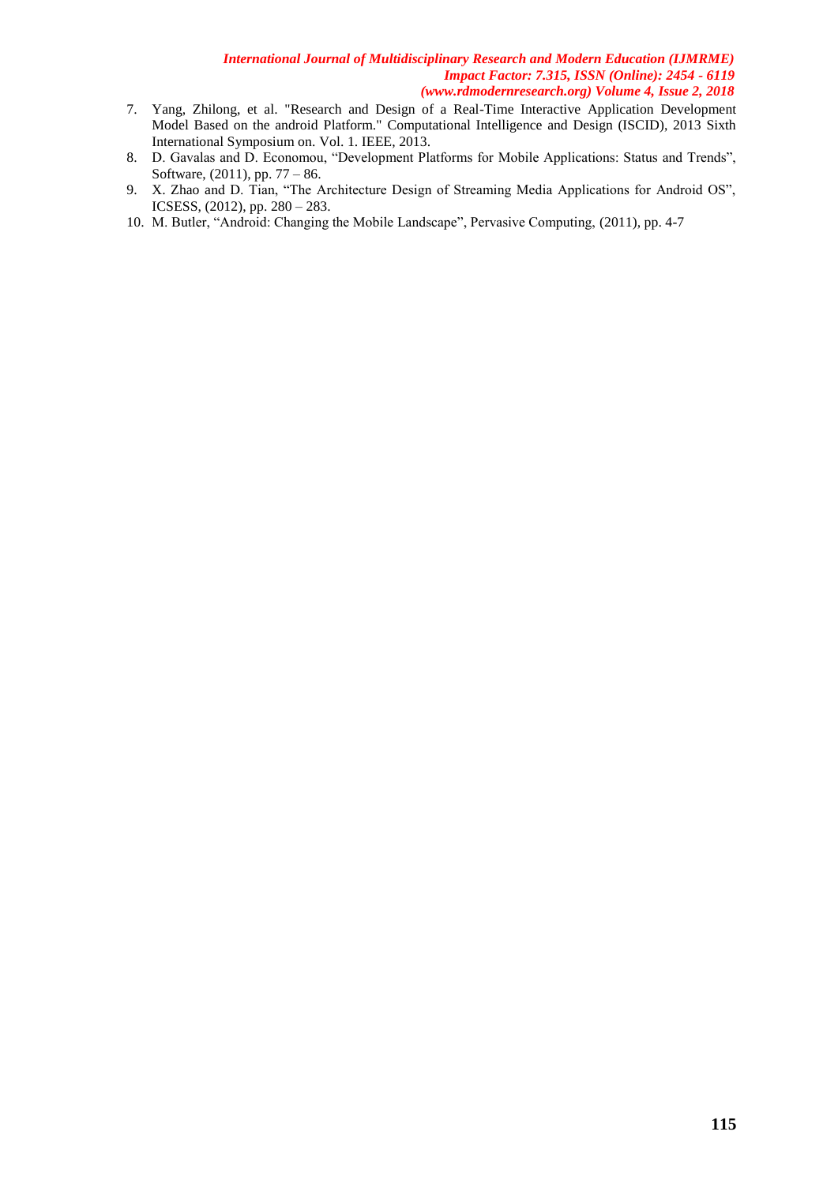7. Yang, Zhilong, et al. "Research and Design of a Real-Time Interactive Application Development Model Based on the android Platform." Computational Intelligence and Design (ISCID), 2013 Sixth International Symposium on. Vol. 1. IEEE, 2013.
8. D. Gavalas and D. Economou, “Development Platforms for Mobile Applications: Status and Trends”, Software, (2011), pp. 77 – 86.
9. X. Zhao and D. Tian, “The Architecture Design of Streaming Media Applications for Android OS”, ICSESS, (2012), pp. 280 – 283.
10. M. Butler, “Android: Changing the Mobile Landscape”, Pervasive Computing, (2011), pp. 4-7